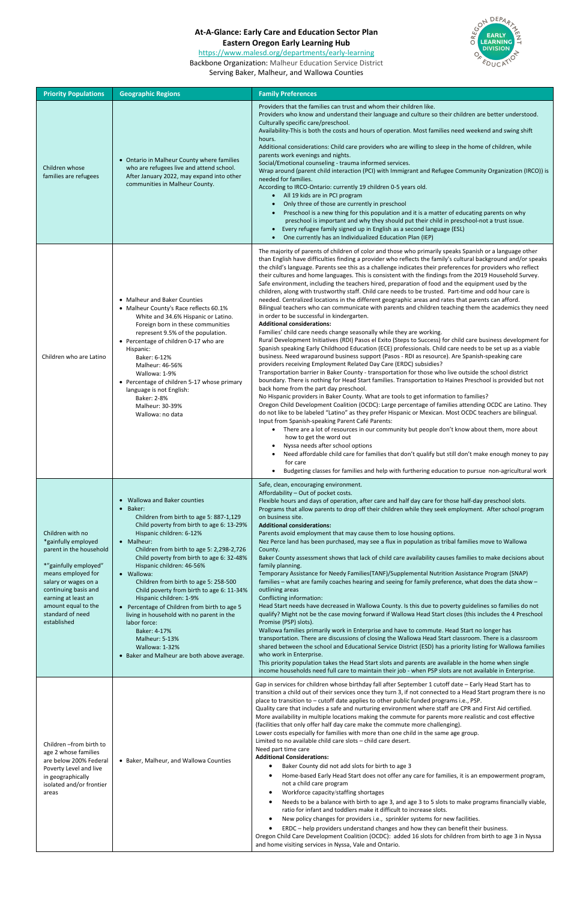# At-A-Glance: Early Care and Education Sector Plan
## Eastern Oregon Early Learning Hub

https://www.malesd.org/departments/early-learning

Backbone Organization: Malheur Education Service District

Serving Baker, Malheur, and Wallowa Counties

| Priority Populations | Geographic Regions | Family Preferences |
|---|---|---|
| Children whose families are refugees | • Ontario in Malheur County where families who are refugees live and attend school. After January 2022, may expand into other communities in Malheur County. | Providers that the families can trust and whom their children like.<br>Providers who know and understand their language and culture so their children are better understood.<br>Culturally specific care/preschool.<br>Availability-This is both the costs and hours of operation. Most families need weekend and swing shift hours.<br>Additional considerations: Child care providers who are willing to sleep in the home of children, while parents work evenings and nights.<br>Social/Emotional counseling - trauma informed services.<br>Wrap around (parent child interaction (PCI) with Immigrant and Refugee Community Organization (IRCO)) is needed for families.<br>According to IRCO-Ontario: currently 19 children 0-5 years old.<br>• All 19 kids are in PCI program<br>• Only three of those are currently in preschool<br>• Preschool is a new thing for this population and it is a matter of educating parents on why preschool is important and why they should put their child in preschool-not a trust issue.<br>• Every refugee family signed up in English as a second language (ESL)<br>• One currently has an Individualized Education Plan (IEP) |
| Children who are Latino | • Malheur and Baker Counties<br>• Malheur County's Race reflects 60.1% White and 34.6% Hispanic or Latino. Foreign born in these communities represent 9.5% of the population.<br>• Percentage of children 0-17 who are Hispanic:<br>Baker: 6-12%<br>Malheur: 46-56%<br>Wallowa: 1-9%<br>• Percentage of children 5-17 whose primary language is not English:<br>Baker: 2-8%<br>Malheur: 30-39%<br>Wallowa: no data | The majority of parents of children of color and those who primarily speaks Spanish or a language other than English have difficulties finding a provider who reflects the family's cultural background and/or speaks the child's language. Parents see this as a challenge indicates their preferences for providers who reflect their cultures and home languages. This is consistent with the findings from the 2019 Household Survey.<br>Safe environment, including the teachers hired, preparation of food and the equipment used by the children, along with trustworthy staff. Child care needs to be trusted. Part-time and odd hour care is needed. Centralized locations in the different geographic areas and rates that parents can afford.<br>Bilingual teachers who can communicate with parents and children teaching them the academics they need in order to be successful in kindergarten.<br>**Additional considerations:**<br>Families' child care needs change seasonally while they are working.<br>Rural Development Initiatives (RDI) Pasos el Exito (Steps to Success) for child care business development for Spanish speaking Early Childhood Education (ECE) professionals. Child care needs to be set up as a viable business. Need wraparound business support (Pasos - RDI as resource). Are Spanish-speaking care providers receiving Employment Related Day Care (ERDC) subsidies?<br>Transportation barrier in Baker County - transportation for those who live outside the school district boundary. There is nothing for Head Start families. Transportation to Haines Preschool is provided but not back home from the part day preschool.<br>No Hispanic providers in Baker County. What are tools to get information to families?<br>Oregon Child Development Coalition (OCDC): Large percentage of families attending OCDC are Latino. They do not like to be labeled "Latino" as they prefer Hispanic or Mexican. Most OCDC teachers are bilingual.<br>Input from Spanish-speaking Parent Café Parents:<br>• There are a lot of resources in our community but people don't know about them, more about how to get the word out<br>• Nyssa needs after school options<br>• Need affordable child care for families that don't qualify but still don't make enough money to pay for care<br>• Budgeting classes for families and help with furthering education to pursue non-agricultural work |
| Children with no *gainfully employed parent in the household<br><br>*"gainfully employed" means employed for salary or wages on a continuing basis and earning at least an amount equal to the standard of need established | • Wallowa and Baker counties<br>• Baker:<br>Children from birth to age 5: 887-1,129<br>Child poverty from birth to age 6: 13-29%<br>Hispanic children: 6-12%<br>• Malheur:<br>Children from birth to age 5: 2,298-2,726<br>Child poverty from birth to age 6: 32-48%<br>Hispanic children: 46-56%<br>• Wallowa:<br>Children from birth to age 5: 258-500<br>Child poverty from birth to age 6: 11-34%<br>Hispanic children: 1-9%<br>• Percentage of Children from birth to age 5 living in household with no parent in the labor force:<br>Baker: 4-17%<br>Malheur: 5-13%<br>Wallowa: 1-32%<br>• Baker and Malheur are both above average. | Safe, clean, encouraging environment.<br>Affordability – Out of pocket costs.<br>Flexible hours and days of operation, after care and half day care for those half-day preschool slots.<br>Programs that allow parents to drop off their children while they seek employment. After school program on business site.<br>**Additional considerations:**<br>Parents avoid employment that may cause them to lose housing options.<br>Nez Perce land has been purchased, may see a flux in population as tribal families move to Wallowa County.<br>Baker County assessment shows that lack of child care availability causes families to make decisions about family planning.<br>Temporary Assistance for Needy Families(TANF)/Supplemental Nutrition Assistance Program (SNAP) families – what are family coaches hearing and seeing for family preference, what does the data show – outlining areas<br>Conflicting information:<br>Head Start needs have decreased in Wallowa County. Is this due to poverty guidelines so families do not qualify? Might not be the case moving forward if Wallowa Head Start closes (this includes the 4 Preschool Promise (PSP) slots).<br>Wallowa families primarily work in Enterprise and have to commute. Head Start no longer has transportation. There are discussions of closing the Wallowa Head Start classroom. There is a classroom shared between the school and Educational Service District (ESD) has a priority listing for Wallowa families who work in Enterprise.<br>This priority population takes the Head Start slots and parents are available in the home when single income households need full care to maintain their job - when PSP slots are not available in Enterprise. |
| Children –from birth to age 2 whose families are below 200% Federal Poverty Level and live in geographically isolated and/or frontier areas | • Baker, Malheur, and Wallowa Counties | Gap in services for children whose birthday fall after September 1 cutoff date – Early Head Start has to transition a child out of their services once they turn 3, if not connected to a Head Start program there is no place to transition to – cutoff date applies to other public funded programs i.e., PSP.<br>Quality care that includes a safe and nurturing environment where staff are CPR and First Aid certified.<br>More availability in multiple locations making the commute for parents more realistic and cost effective (facilities that only offer half day care make the commute more challenging).<br>Lower costs especially for families with more than one child in the same age group.<br>Limited to no available child care slots – child care desert.<br>Need part time care<br>**Additional Considerations:**<br>• Baker County did not add slots for birth to age 3<br>• Home-based Early Head Start does not offer any care for families, it is an empowerment program, not a child care program<br>• Workforce capacity/staffing shortages<br>• Needs to be a balance with birth to age 3, and age 3 to 5 slots to make programs financially viable, ratio for infant and toddlers make it difficult to increase slots.<br>• New policy changes for providers i.e., sprinkler systems for new facilities.<br>• ERDC – help providers understand changes and how they can benefit their business.<br>Oregon Child Care Development Coalition (OCDC): added 16 slots for children from birth to age 3 in Nyssa and home visiting services in Nyssa, Vale and Ontario. |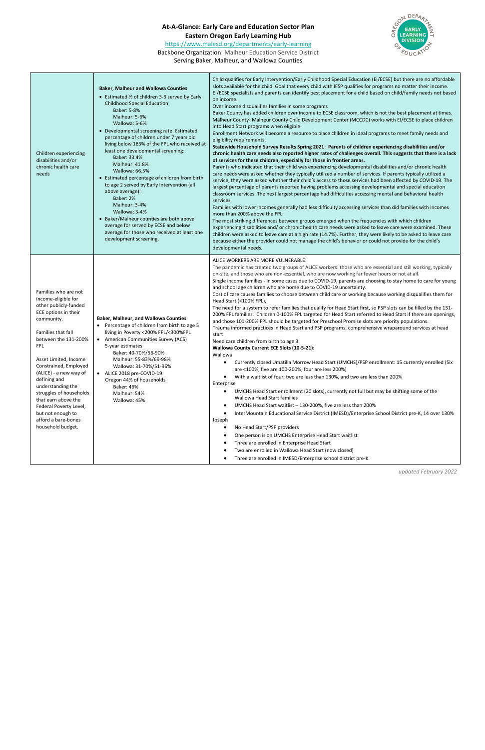# At-A-Glance: Early Care and Education Sector Plan
## Eastern Oregon Early Learning Hub

https://www.malesd.org/departments/early-learning

Backbone Organization: Malheur Education Service District

Serving Baker, Malheur, and Wallowa Counties

| | | |
|---|---|---|
| Children experiencing disabilities and/or chronic health care needs | **Baker, Malheur and Wallowa Counties**<br>• Estimated % of children 3-5 served by Early Childhood Special Education:<br>Baker: 5-8%<br>Malheur: 5-6%<br>Wallowa: 5-6%<br>• Developmental screening rate: Estimated percentage of children under 7 years old living below 185% of the FPL who received at least one developmental screening:<br>Baker: 33.4%<br>Malheur: 41.8%<br>Wallowa: 66.5%<br>• Estimated percentage of children from birth to age 2 served by Early Intervention (all above average):<br>Baker: 2%<br>Malheur: 3-4%<br>Wallowa: 3-4%<br>• Baker/Malheur counties are both above average for served by ECSE and below average for those who received at least one development screening. | Child qualifies for Early Intervention/Early Childhood Special Education (EI/ECSE) but there are no affordable slots available for the child. Goal that every child with IFSP qualifies for programs no matter their income. EI/ECSE specialists and parents can identify best placement for a child based on child/family needs not based on income.<br>Over income disqualifies families in some programs<br>Baker County has added children over income to ECSE classroom, which is not the best placement at times.<br>Malheur County- Malheur County Child Development Center (MCCDC) works with EI/ECSE to place children into Head Start programs when eligible.<br>Enrollment Network will become a resource to place children in ideal programs to meet family needs and eligibility requirements.<br>**Statewide Household Survey Results Spring 2021: Parents of children experiencing disabilities and/or chronic health care needs also reported higher rates of challenges overall. This suggests that there is a lack of services for these children, especially for those in frontier areas.**<br>Parents who indicated that their child was experiencing developmental disabilities and/or chronic health care needs were asked whether they typically utilized a number of services. If parents typically utilized a service, they were asked whether their child's access to those services had been affected by COVID-19. The largest percentage of parents reported having problems accessing developmental and special education classroom services. The next largest percentage had difficulties accessing mental and behavioral health services.<br>Families with lower incomes generally had less difficulty accessing services than did families with incomes more than 200% above the FPL.<br>The most striking differences between groups emerged when the frequencies with which children experiencing disabilities and/ or chronic health care needs were asked to leave care were examined. These children were asked to leave care at a high rate (14.7%). Further, they were likely to be asked to leave care because either the provider could not manage the child's behavior or could not provide for the child's developmental needs. |
| Families who are not income-eligible for other publicly-funded ECE options in their community.<br><br>Families that fall between the 131-200% FPL<br><br>Asset Limited, Income Constrained, Employed (ALICE) - a new way of defining and understanding the struggles of households that earn above the Federal Poverty Level, but not enough to afford a bare-bones household budget. | **Baker, Malheur, and Wallowa Counties**<br>• Percentage of children from birth to age 5 living in Poverty <200% FPL/<300%FPL<br>• American Communities Survey (ACS) 5-year estimates<br>Baker: 40-70%/56-90%<br>Malheur: 55-83%/69-98%<br>Wallowa: 31-70%/51-96%<br>• ALICE 2018 pre-COVID-19<br>Oregon 44% of households<br>Baker: 46%<br>Malheur: 54%<br>Wallowa: 45% | ALICE WORKERS ARE MORE VULNERABLE:<br>The pandemic has created two groups of ALICE workers: those who are essential and still working, typically on-site; and those who are non-essential, who are now working far fewer hours or not at all.<br>Single income families - in some cases due to COVID-19, parents are choosing to stay home to care for young and school age children who are home due to COVID-19 uncertainty.<br>Cost of care causes families to choose between child care or working because working disqualifies them for Head Start (<100% FPL),<br>The need for a system to refer families that qualify for Head Start first, so PSP slots can be filled by the 131-200% FPL families. Children 0-100% FPL targeted for Head Start referred to Head Start if there are openings, and those 101-200% FPL should be targeted for Preschool Promise slots are priority populations.<br>Trauma informed practices in Head Start and PSP programs; comprehensive wraparound services at head start<br>Need care children from birth to age 3.<br>**Wallowa County Current ECE Slots (10-5-21):**<br>Wallowa<br>• Currently closed Umatilla Morrow Head Start (UMCHS)/PSP enrollment: 15 currently enrolled (Six are <100%, five are 100-200%, four are less 200%)<br>• With a waitlist of four, two are less than 130%, and two are less than 200%<br>Enterprise<br>• UMCHS Head Start enrollment (20 slots), currently not full but may be shifting some of the Wallowa Head Start families<br>• UMCHS Head Start waitlist – 130-200%, five are less than 200%<br>• InterMountain Educational Service District (IMESD)/Enterprise School District pre-K, 14 over 130%<br>Joseph<br>• No Head Start/PSP providers<br>• One person is on UMCHS Enterprise Head Start waitlist<br>• Three are enrolled in Enterprise Head Start<br>• Two are enrolled in Wallowa Head Start (now closed)<br>• Three are enrolled in IMESD/Enterprise school district pre-K |

*updated February 2022*